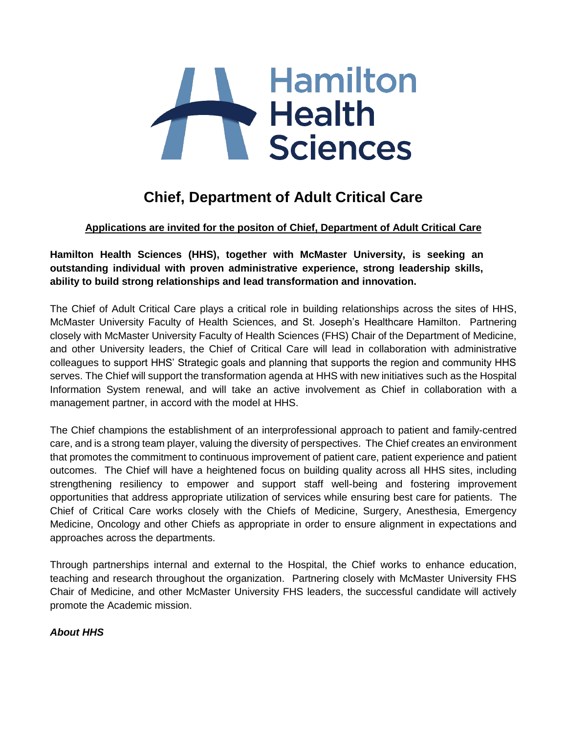# Chief, Department of Adult Critical Care

**Applications are invited for the positon of Chief, Department of Adult Critical Care**

**Hamilton Health Sciences (HHS), together with McMaster University, is seeking an outstanding individual with proven administrative experience, strong leadership skills, ability to build strong relationships and lead transformation and innovation.**

The Chief of Adult Critical Care plays a critical role in building relationships across the sites of HHS, McMaster University Faculty of Health Sciences, and St. Joseph's Healthcare Hamilton. Partnering closely with McMaster University Faculty of Health Sciences (FHS) Chair of the Department of Medicine, and other University leaders, the Chief of Critical Care will lead in collaboration with administrative colleagues to support HHS' Strategic goals and planning that supports the region and community HHS serves. The Chief will support the transformation agenda at HHS with new initiatives such as the Hospital Information System renewal, and will take an active involvement as Chief in collaboration with a management partner, in accord with the model at HHS.

The Chief champions the establishment of an interprofessional approach to patient and family-centred care, and is a strong team player, valuing the diversity of perspectives. The Chief creates an environment that promotes the commitment to continuous improvement of patient care, patient experience and patient outcomes. The Chief will have a heightened focus on building quality across all HHS sites, including strengthening resiliency to empower and support staff well-being and fostering improvement opportunities that address appropriate utilization of services while ensuring best care for patients. The Chief of Critical Care works closely with the Chiefs of Medicine, Surgery, Anesthesia, Emergency Medicine, Oncology and other Chiefs as appropriate in order to ensure alignment in expectations and approaches across the departments.

Through partnerships internal and external to the Hospital, the Chief works to enhance education, teaching and research throughout the organization. Partnering closely with McMaster University FHS Chair of Medicine, and other McMaster University FHS leaders, the successful candidate will actively promote the Academic mission.

***About HHS***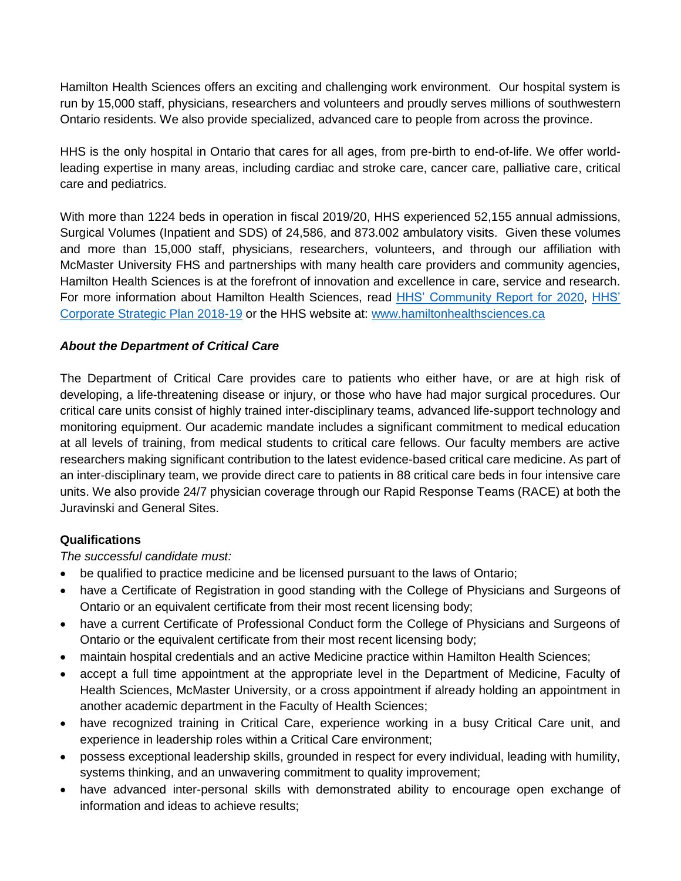Hamilton Health Sciences offers an exciting and challenging work environment. Our hospital system is run by 15,000 staff, physicians, researchers and volunteers and proudly serves millions of southwestern Ontario residents. We also provide specialized, advanced care to people from across the province.

HHS is the only hospital in Ontario that cares for all ages, from pre-birth to end-of-life. We offer world-leading expertise in many areas, including cardiac and stroke care, cancer care, palliative care, critical care and pediatrics.

With more than 1224 beds in operation in fiscal 2019/20, HHS experienced 52,155 annual admissions, Surgical Volumes (Inpatient and SDS) of 24,586, and 873.002 ambulatory visits. Given these volumes and more than 15,000 staff, physicians, researchers, volunteers, and through our affiliation with McMaster University FHS and partnerships with many health care providers and community agencies, Hamilton Health Sciences is at the forefront of innovation and excellence in care, service and research. For more information about Hamilton Health Sciences, read HHS' Community Report for 2020, HHS' Corporate Strategic Plan 2018-19 or the HHS website at: www.hamiltonhealthsciences.ca

***About the Department of Critical Care***

The Department of Critical Care provides care to patients who either have, or are at high risk of developing, a life-threatening disease or injury, or those who have had major surgical procedures. Our critical care units consist of highly trained inter-disciplinary teams, advanced life-support technology and monitoring equipment. Our academic mandate includes a significant commitment to medical education at all levels of training, from medical students to critical care fellows. Our faculty members are active researchers making significant contribution to the latest evidence-based critical care medicine. As part of an inter-disciplinary team, we provide direct care to patients in 88 critical care beds in four intensive care units. We also provide 24/7 physician coverage through our Rapid Response Teams (RACE) at both the Juravinski and General Sites.

**Qualifications**

*The successful candidate must:*

- be qualified to practice medicine and be licensed pursuant to the laws of Ontario;
- have a Certificate of Registration in good standing with the College of Physicians and Surgeons of Ontario or an equivalent certificate from their most recent licensing body;
- have a current Certificate of Professional Conduct form the College of Physicians and Surgeons of Ontario or the equivalent certificate from their most recent licensing body;
- maintain hospital credentials and an active Medicine practice within Hamilton Health Sciences;
- accept a full time appointment at the appropriate level in the Department of Medicine, Faculty of Health Sciences, McMaster University, or a cross appointment if already holding an appointment in another academic department in the Faculty of Health Sciences;
- have recognized training in Critical Care, experience working in a busy Critical Care unit, and experience in leadership roles within a Critical Care environment;
- possess exceptional leadership skills, grounded in respect for every individual, leading with humility, systems thinking, and an unwavering commitment to quality improvement;
- have advanced inter-personal skills with demonstrated ability to encourage open exchange of information and ideas to achieve results;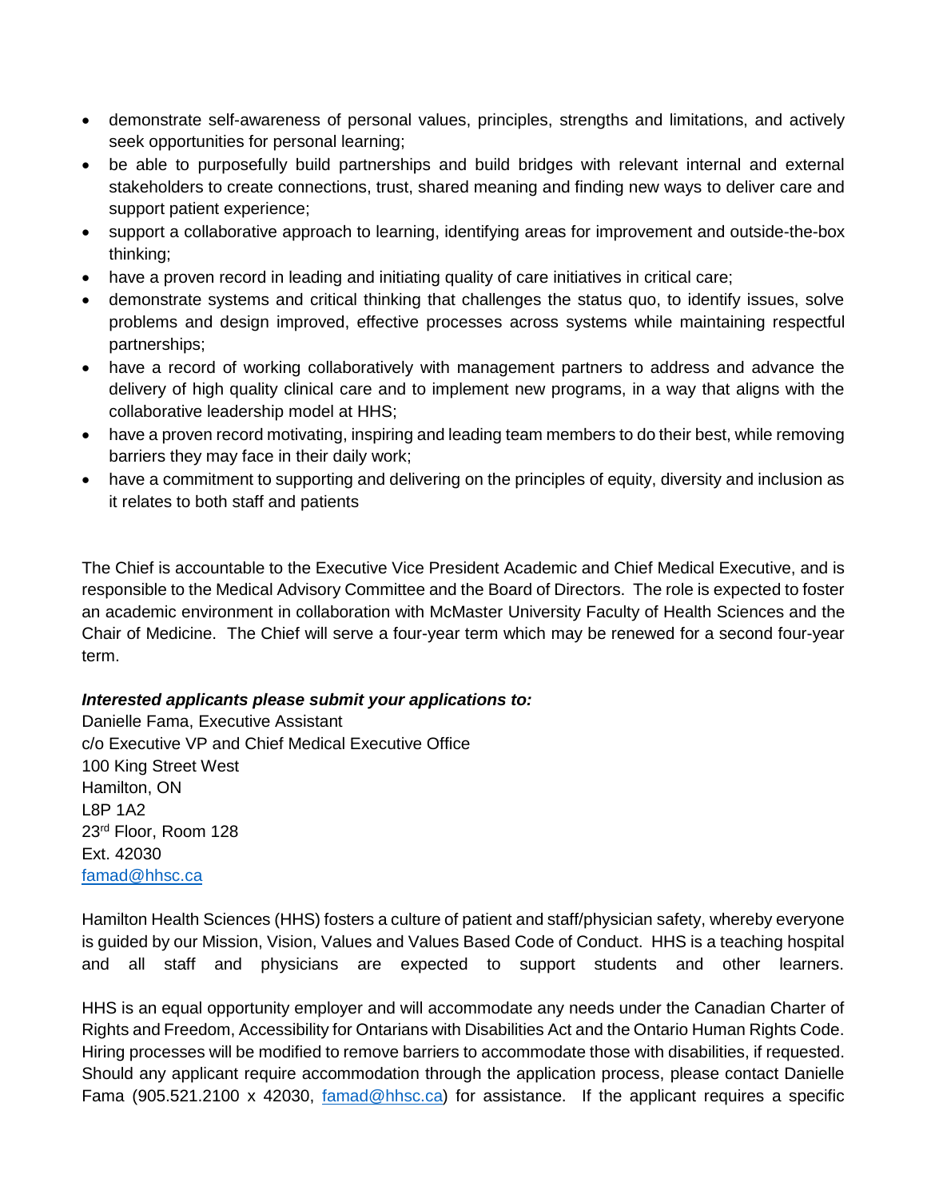- demonstrate self-awareness of personal values, principles, strengths and limitations, and actively seek opportunities for personal learning;
- be able to purposefully build partnerships and build bridges with relevant internal and external stakeholders to create connections, trust, shared meaning and finding new ways to deliver care and support patient experience;
- support a collaborative approach to learning, identifying areas for improvement and outside-the-box thinking;
- have a proven record in leading and initiating quality of care initiatives in critical care;
- demonstrate systems and critical thinking that challenges the status quo, to identify issues, solve problems and design improved, effective processes across systems while maintaining respectful partnerships;
- have a record of working collaboratively with management partners to address and advance the delivery of high quality clinical care and to implement new programs, in a way that aligns with the collaborative leadership model at HHS;
- have a proven record motivating, inspiring and leading team members to do their best, while removing barriers they may face in their daily work;
- have a commitment to supporting and delivering on the principles of equity, diversity and inclusion as it relates to both staff and patients

The Chief is accountable to the Executive Vice President Academic and Chief Medical Executive, and is responsible to the Medical Advisory Committee and the Board of Directors. The role is expected to foster an academic environment in collaboration with McMaster University Faculty of Health Sciences and the Chair of Medicine. The Chief will serve a four-year term which may be renewed for a second four-year term.

***Interested applicants please submit your applications to:***

Danielle Fama, Executive Assistant
c/o Executive VP and Chief Medical Executive Office
100 King Street West
Hamilton, ON
L8P 1A2
23rd Floor, Room 128
Ext. 42030
famad@hhsc.ca

Hamilton Health Sciences (HHS) fosters a culture of patient and staff/physician safety, whereby everyone is guided by our Mission, Vision, Values and Values Based Code of Conduct. HHS is a teaching hospital and all staff and physicians are expected to support students and other learners.

HHS is an equal opportunity employer and will accommodate any needs under the Canadian Charter of Rights and Freedom, Accessibility for Ontarians with Disabilities Act and the Ontario Human Rights Code. Hiring processes will be modified to remove barriers to accommodate those with disabilities, if requested. Should any applicant require accommodation through the application process, please contact Danielle Fama (905.521.2100 x 42030, famad@hhsc.ca) for assistance. If the applicant requires a specific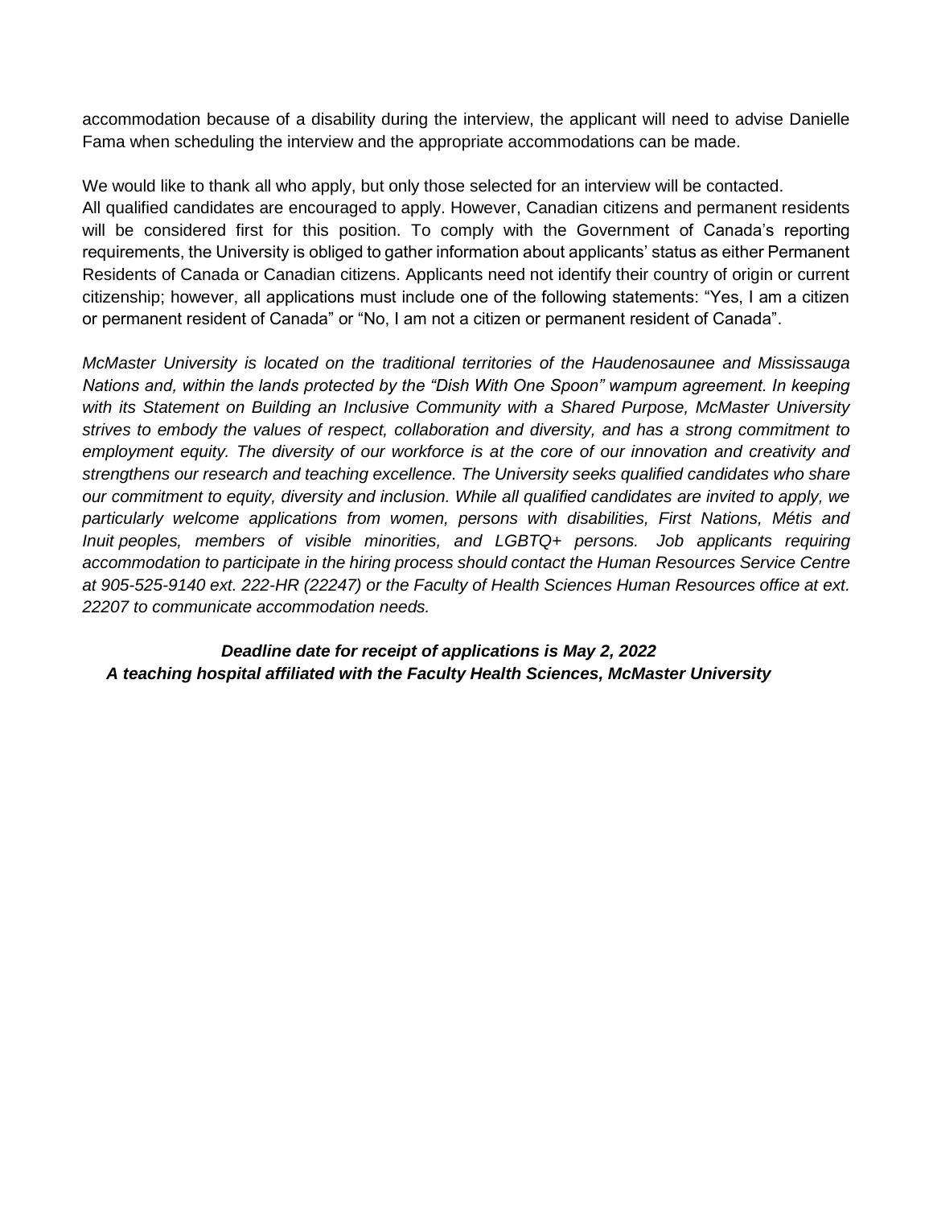accommodation because of a disability during the interview, the applicant will need to advise Danielle Fama when scheduling the interview and the appropriate accommodations can be made.

We would like to thank all who apply, but only those selected for an interview will be contacted.
All qualified candidates are encouraged to apply. However, Canadian citizens and permanent residents will be considered first for this position. To comply with the Government of Canada's reporting requirements, the University is obliged to gather information about applicants' status as either Permanent Residents of Canada or Canadian citizens. Applicants need not identify their country of origin or current citizenship; however, all applications must include one of the following statements: "Yes, I am a citizen or permanent resident of Canada" or "No, I am not a citizen or permanent resident of Canada".

*McMaster University is located on the traditional territories of the Haudenosaunee and Mississauga Nations and, within the lands protected by the "Dish With One Spoon" wampum agreement. In keeping with its Statement on Building an Inclusive Community with a Shared Purpose, McMaster University strives to embody the values of respect, collaboration and diversity, and has a strong commitment to employment equity. The diversity of our workforce is at the core of our innovation and creativity and strengthens our research and teaching excellence. The University seeks qualified candidates who share our commitment to equity, diversity and inclusion. While all qualified candidates are invited to apply, we particularly welcome applications from women, persons with disabilities, First Nations, Métis and Inuit peoples, members of visible minorities, and LGBTQ+ persons. Job applicants requiring accommodation to participate in the hiring process should contact the Human Resources Service Centre at 905-525-9140 ext. 222-HR (22247) or the Faculty of Health Sciences Human Resources office at ext. 22207 to communicate accommodation needs.*

***Deadline date for receipt of applications is May 2, 2022***
***A teaching hospital affiliated with the Faculty Health Sciences, McMaster University***